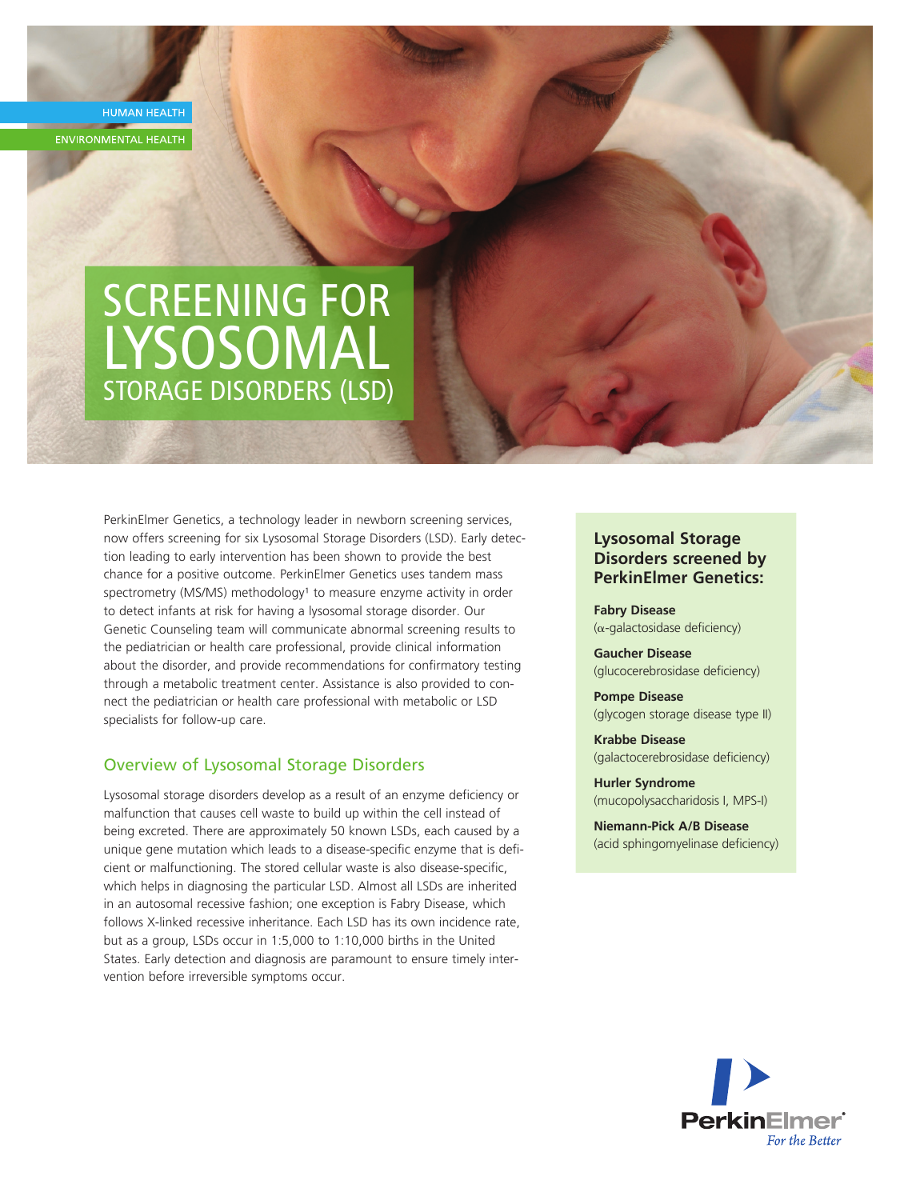HUMAN HEALTH

ENVIRONMENTAL HEALTH

# SCREENING FOR LYSOSOMAL STORAGE DISORDERS (LSD)

PerkinElmer Genetics, a technology leader in newborn screening services, now offers screening for six Lysosomal Storage Disorders (LSD). Early detection leading to early intervention has been shown to provide the best chance for a positive outcome. PerkinElmer Genetics uses tandem mass spectrometry (MS/MS) methodology[1] to measure enzyme activity in order to detect infants at risk for having a lysosomal storage disorder. Our Genetic Counseling team will communicate abnormal screening results to the pediatrician or health care professional, provide clinical information about the disorder, and provide recommendations for confirmatory testing through a metabolic treatment center. Assistance is also provided to connect the pediatrician or health care professional with metabolic or LSD specialists for follow-up care.

## Overview of Lysosomal Storage Disorders

Lysosomal storage disorders develop as a result of an enzyme deficiency or malfunction that causes cell waste to build up within the cell instead of being excreted. There are approximately 50 known LSDs, each caused by a unique gene mutation which leads to a disease-specific enzyme that is deficient or malfunctioning. The stored cellular waste is also disease-specific, which helps in diagnosing the particular LSD. Almost all LSDs are inherited in an autosomal recessive fashion; one exception is Fabry Disease, which follows X-linked recessive inheritance. Each LSD has its own incidence rate, but as a group, LSDs occur in 1:5,000 to 1:10,000 births in the United States. Early detection and diagnosis are paramount to ensure timely intervention before irreversible symptoms occur.

### Lysosomal Storage Disorders screened by PerkinElmer Genetics:

**Fabry Disease**
($\alpha$-galactosidase deficiency)

**Gaucher Disease**
(glucocerebrosidase deficiency)

**Pompe Disease**
(glycogen storage disease type II)

**Krabbe Disease**
(galactocerebrosidase deficiency)

**Hurler Syndrome**
(mucopolysaccharidosis I, MPS-I)

**Niemann-Pick A/B Disease**
(acid sphingomyelinase deficiency)

PerkinElmer
*For the Better*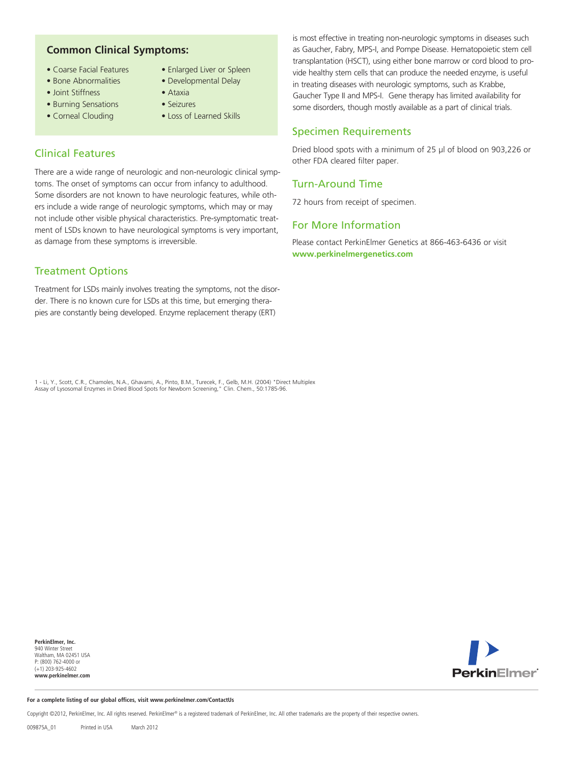## Common Clinical Symptoms:

- Coarse Facial Features
- Bone Abnormalities
- Joint Stiffness
- Burning Sensations
- Corneal Clouding
- Enlarged Liver or Spleen
- Developmental Delay
- Ataxia
- Seizures
- Loss of Learned Skills

## Clinical Features

There are a wide range of neurologic and non-neurologic clinical symptoms. The onset of symptoms can occur from infancy to adulthood. Some disorders are not known to have neurologic features, while others include a wide range of neurologic symptoms, which may or may not include other visible physical characteristics. Pre-symptomatic treatment of LSDs known to have neurological symptoms is very important, as damage from these symptoms is irreversible.

## Treatment Options

Treatment for LSDs mainly involves treating the symptoms, not the disorder. There is no known cure for LSDs at this time, but emerging therapies are constantly being developed. Enzyme replacement therapy (ERT) is most effective in treating non-neurologic symptoms in diseases such as Gaucher, Fabry, MPS-I, and Pompe Disease. Hematopoietic stem cell transplantation (HSCT), using either bone marrow or cord blood to provide healthy stem cells that can produce the needed enzyme, is useful in treating diseases with neurologic symptoms, such as Krabbe, Gaucher Type II and MPS-I. Gene therapy has limited availability for some disorders, though mostly available as a part of clinical trials.

## Specimen Requirements

Dried blood spots with a minimum of 25 µl of blood on 903,226 or other FDA cleared filter paper.

## Turn-Around Time

72 hours from receipt of specimen.

## For More Information

Please contact PerkinElmer Genetics at 866-463-6436 or visit **www.perkinelmergenetics.com**

1 - Li, Y., Scott, C.R., Chamoles, N.A., Ghavami, A., Pinto, B.M., Turecek, F., Gelb, M.H. (2004) "Direct Multiplex Assay of Lysosomal Enzymes in Dried Blood Spots for Newborn Screening," Clin. Chem., 50:1785-96.

**PerkinElmer, Inc.**
940 Winter Street
Waltham, MA 02451 USA
P: (800) 762-4000 or
(+1) 203-925-4602
**www.perkinelmer.com**

PerkinElmer

**For a complete listing of our global offices, visit www.perkinelmer.com/ContactUs**

Copyright ©2012, PerkinElmer, Inc. All rights reserved. PerkinElmer® is a registered trademark of PerkinElmer, Inc. All other trademarks are the property of their respective owners.

009875A_01 Printed in USA March 2012